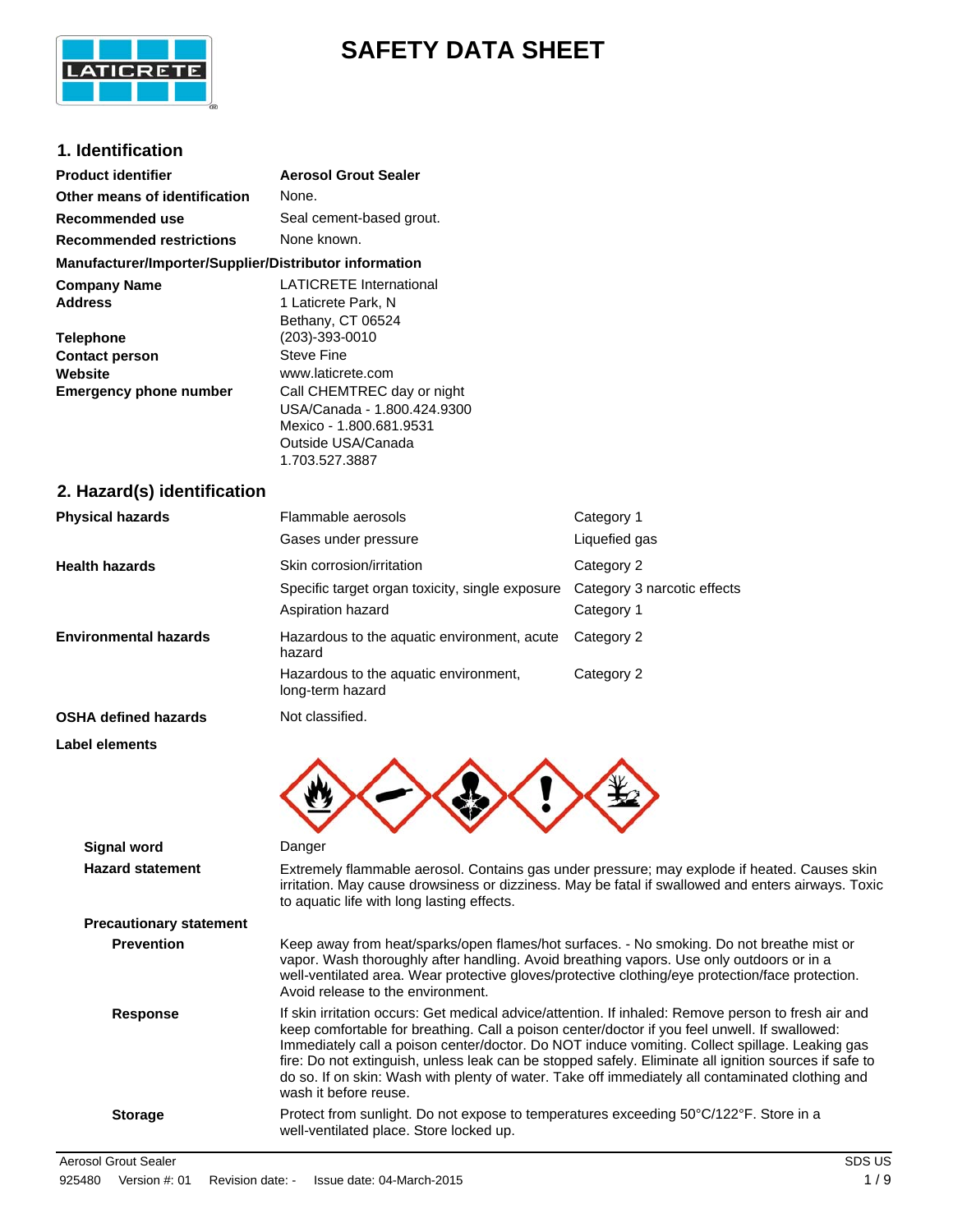# SAFETY DATA SHEET

## 1. Identification

| | |
|---|---|
| **Product identifier** | **Aerosol Grout Sealer** |
| **Other means of identification** | None. |
| **Recommended use** | Seal cement-based grout. |
| **Recommended restrictions** | None known. |

**Manufacturer/Importer/Supplier/Distributor information**

| | |
|---|---|
| **Company Name** | LATICRETE International |
| **Address** | 1 Laticrete Park, N<br>Bethany, CT 06524 |
| **Telephone** | (203)-393-0010 |
| **Contact person** | Steve Fine |
| **Website** | www.laticrete.com |
| **Emergency phone number** | Call CHEMTREC day or night<br>USA/Canada - 1.800.424.9300<br>Mexico - 1.800.681.9531<br>Outside USA/Canada<br>1.703.527.3887 |

## 2. Hazard(s) identification

| | | |
|---|---|---|
| **Physical hazards** | Flammable aerosols | Category 1 |
| | Gases under pressure | Liquefied gas |
| **Health hazards** | Skin corrosion/irritation | Category 2 |
| | Specific target organ toxicity, single exposure | Category 3 narcotic effects |
| | Aspiration hazard | Category 1 |
| **Environmental hazards** | Hazardous to the aquatic environment, acute hazard | Category 2 |
| | Hazardous to the aquatic environment, long-term hazard | Category 2 |
| **OSHA defined hazards** | Not classified. | |

**Label elements**

**Signal word** Danger

**Hazard statement** Extremely flammable aerosol. Contains gas under pressure; may explode if heated. Causes skin irritation. May cause drowsiness or dizziness. May be fatal if swallowed and enters airways. Toxic to aquatic life with long lasting effects.

**Precautionary statement**

**Prevention** Keep away from heat/sparks/open flames/hot surfaces. - No smoking. Do not breathe mist or vapor. Wash thoroughly after handling. Avoid breathing vapors. Use only outdoors or in a well-ventilated area. Wear protective gloves/protective clothing/eye protection/face protection. Avoid release to the environment.

**Response** If skin irritation occurs: Get medical advice/attention. If inhaled: Remove person to fresh air and keep comfortable for breathing. Call a poison center/doctor if you feel unwell. If swallowed: Immediately call a poison center/doctor. Do NOT induce vomiting. Collect spillage. Leaking gas fire: Do not extinguish, unless leak can be stopped safely. Eliminate all ignition sources if safe to do so. If on skin: Wash with plenty of water. Take off immediately all contaminated clothing and wash it before reuse.

**Storage** Protect from sunlight. Do not expose to temperatures exceeding 50°C/122°F. Store in a well-ventilated place. Store locked up.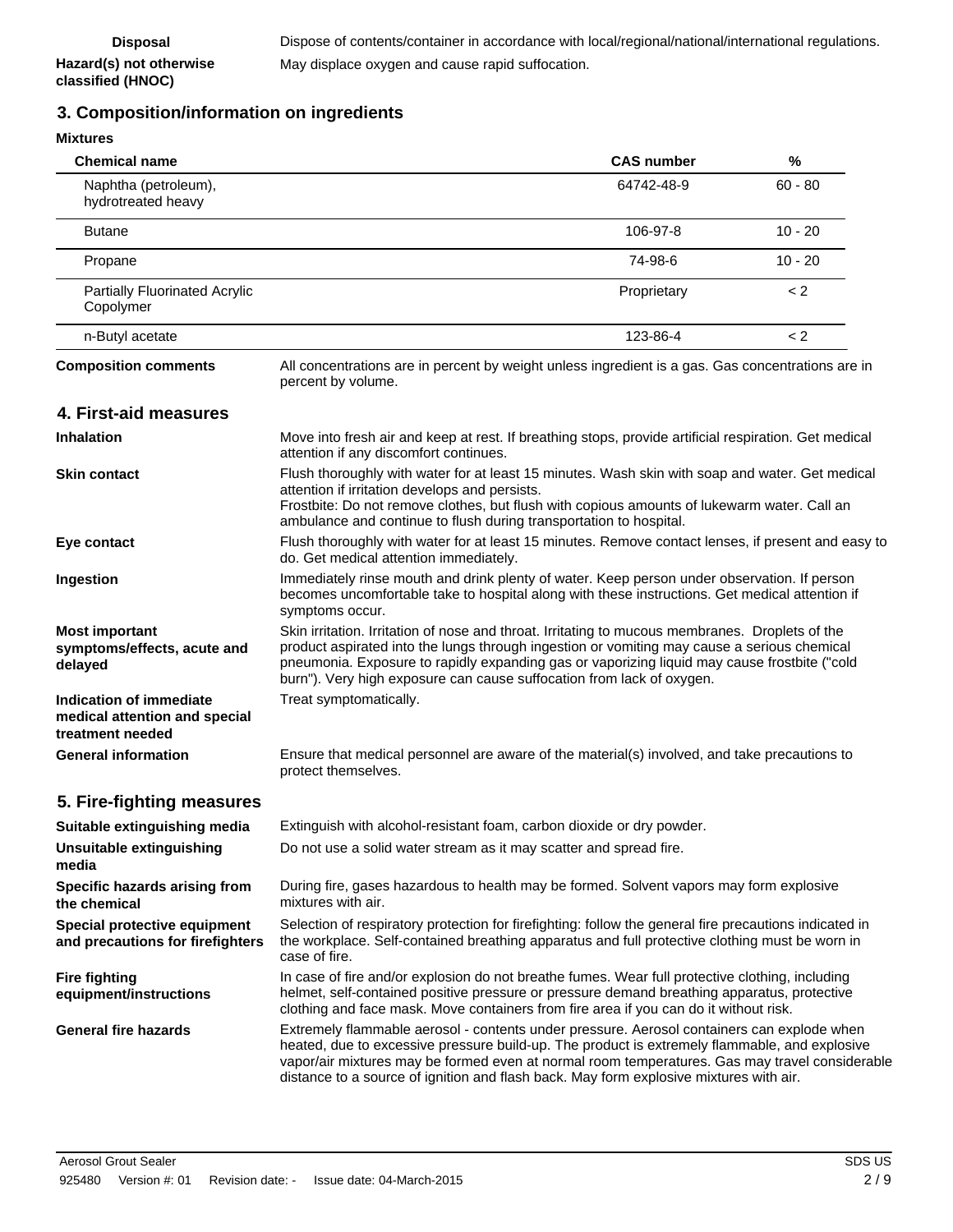| | |
|---|---|
| **Disposal** | Dispose of contents/container in accordance with local/regional/national/international regulations. |
| **Hazard(s) not otherwise classified (HNOC)** | May displace oxygen and cause rapid suffocation. |

## 3. Composition/information on ingredients

**Mixtures**

| Chemical name | CAS number | % |
|---|---|---|
| Naphtha (petroleum), hydrotreated heavy | 64742-48-9 | 60 - 80 |
| Butane | 106-97-8 | 10 - 20 |
| Propane | 74-98-6 | 10 - 20 |
| Partially Fluorinated Acrylic Copolymer | Proprietary | < 2 |
| n-Butyl acetate | 123-86-4 | < 2 |

| | |
|---|---|
| **Composition comments** | All concentrations are in percent by weight unless ingredient is a gas. Gas concentrations are in percent by volume. |

## 4. First-aid measures

| | |
|---|---|
| **Inhalation** | Move into fresh air and keep at rest. If breathing stops, provide artificial respiration. Get medical attention if any discomfort continues. |
| **Skin contact** | Flush thoroughly with water for at least 15 minutes. Wash skin with soap and water. Get medical attention if irritation develops and persists.<br>Frostbite: Do not remove clothes, but flush with copious amounts of lukewarm water. Call an ambulance and continue to flush during transportation to hospital. |
| **Eye contact** | Flush thoroughly with water for at least 15 minutes. Remove contact lenses, if present and easy to do. Get medical attention immediately. |
| **Ingestion** | Immediately rinse mouth and drink plenty of water. Keep person under observation. If person becomes uncomfortable take to hospital along with these instructions. Get medical attention if symptoms occur. |
| **Most important symptoms/effects, acute and delayed** | Skin irritation. Irritation of nose and throat. Irritating to mucous membranes. Droplets of the product aspirated into the lungs through ingestion or vomiting may cause a serious chemical pneumonia. Exposure to rapidly expanding gas or vaporizing liquid may cause frostbite ("cold burn"). Very high exposure can cause suffocation from lack of oxygen. |
| **Indication of immediate medical attention and special treatment needed** | Treat symptomatically. |
| **General information** | Ensure that medical personnel are aware of the material(s) involved, and take precautions to protect themselves. |

## 5. Fire-fighting measures

| | |
|---|---|
| **Suitable extinguishing media** | Extinguish with alcohol-resistant foam, carbon dioxide or dry powder. |
| **Unsuitable extinguishing media** | Do not use a solid water stream as it may scatter and spread fire. |
| **Specific hazards arising from the chemical** | During fire, gases hazardous to health may be formed. Solvent vapors may form explosive mixtures with air. |
| **Special protective equipment and precautions for firefighters** | Selection of respiratory protection for firefighting: follow the general fire precautions indicated in the workplace. Self-contained breathing apparatus and full protective clothing must be worn in case of fire. |
| **Fire fighting equipment/instructions** | In case of fire and/or explosion do not breathe fumes. Wear full protective clothing, including helmet, self-contained positive pressure or pressure demand breathing apparatus, protective clothing and face mask. Move containers from fire area if you can do it without risk. |
| **General fire hazards** | Extremely flammable aerosol - contents under pressure. Aerosol containers can explode when heated, due to excessive pressure build-up. The product is extremely flammable, and explosive vapor/air mixtures may be formed even at normal room temperatures. Gas may travel considerable distance to a source of ignition and flash back. May form explosive mixtures with air. |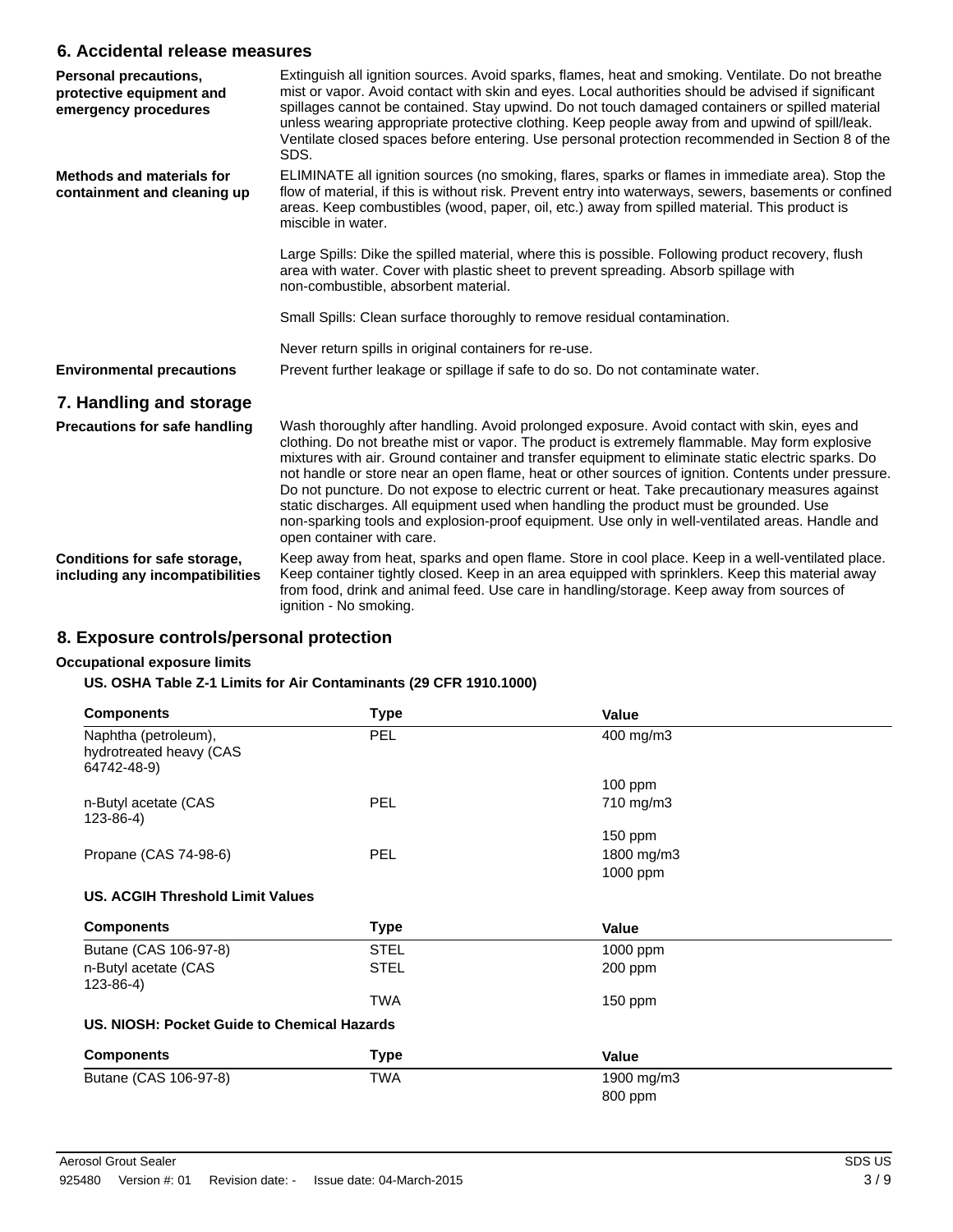## 6. Accidental release measures

**Personal precautions, protective equipment and emergency procedures**

Extinguish all ignition sources. Avoid sparks, flames, heat and smoking. Ventilate. Do not breathe mist or vapor. Avoid contact with skin and eyes. Local authorities should be advised if significant spillages cannot be contained. Stay upwind. Do not touch damaged containers or spilled material unless wearing appropriate protective clothing. Keep people away from and upwind of spill/leak. Ventilate closed spaces before entering. Use personal protection recommended in Section 8 of the SDS.

**Methods and materials for containment and cleaning up**

ELIMINATE all ignition sources (no smoking, flares, sparks or flames in immediate area). Stop the flow of material, if this is without risk. Prevent entry into waterways, sewers, basements or confined areas. Keep combustibles (wood, paper, oil, etc.) away from spilled material. This product is miscible in water.

Large Spills: Dike the spilled material, where this is possible. Following product recovery, flush area with water. Cover with plastic sheet to prevent spreading. Absorb spillage with non-combustible, absorbent material.

Small Spills: Clean surface thoroughly to remove residual contamination.

Never return spills in original containers for re-use.

**Environmental precautions**

Prevent further leakage or spillage if safe to do so. Do not contaminate water.

## 7. Handling and storage

**Precautions for safe handling**

Wash thoroughly after handling. Avoid prolonged exposure. Avoid contact with skin, eyes and clothing. Do not breathe mist or vapor. The product is extremely flammable. May form explosive mixtures with air. Ground container and transfer equipment to eliminate static electric sparks. Do not handle or store near an open flame, heat or other sources of ignition. Contents under pressure. Do not puncture. Do not expose to electric current or heat. Take precautionary measures against static discharges. All equipment used when handling the product must be grounded. Use non-sparking tools and explosion-proof equipment. Use only in well-ventilated areas. Handle and open container with care.

**Conditions for safe storage, including any incompatibilities**

Keep away from heat, sparks and open flame. Store in cool place. Keep in a well-ventilated place. Keep container tightly closed. Keep in an area equipped with sprinklers. Keep this material away from food, drink and animal feed. Use care in handling/storage. Keep away from sources of ignition - No smoking.

## 8. Exposure controls/personal protection

**Occupational exposure limits**

**US. OSHA Table Z-1 Limits for Air Contaminants (29 CFR 1910.1000)**

| Components | Type | Value |
|---|---|---|
| Naphtha (petroleum), hydrotreated heavy (CAS 64742-48-9) | PEL | 400 mg/m3 |
| | | 100 ppm |
| n-Butyl acetate (CAS 123-86-4) | PEL | 710 mg/m3 |
| | | 150 ppm |
| Propane (CAS 74-98-6) | PEL | 1800 mg/m3 |
| | | 1000 ppm |

**US. ACGIH Threshold Limit Values**

| Components | Type | Value |
|---|---|---|
| Butane (CAS 106-97-8) | STEL | 1000 ppm |
| n-Butyl acetate (CAS 123-86-4) | STEL | 200 ppm |
| | TWA | 150 ppm |

**US. NIOSH: Pocket Guide to Chemical Hazards**

| Components | Type | Value |
|---|---|---|
| Butane (CAS 106-97-8) | TWA | 1900 mg/m3 |
| | | 800 ppm |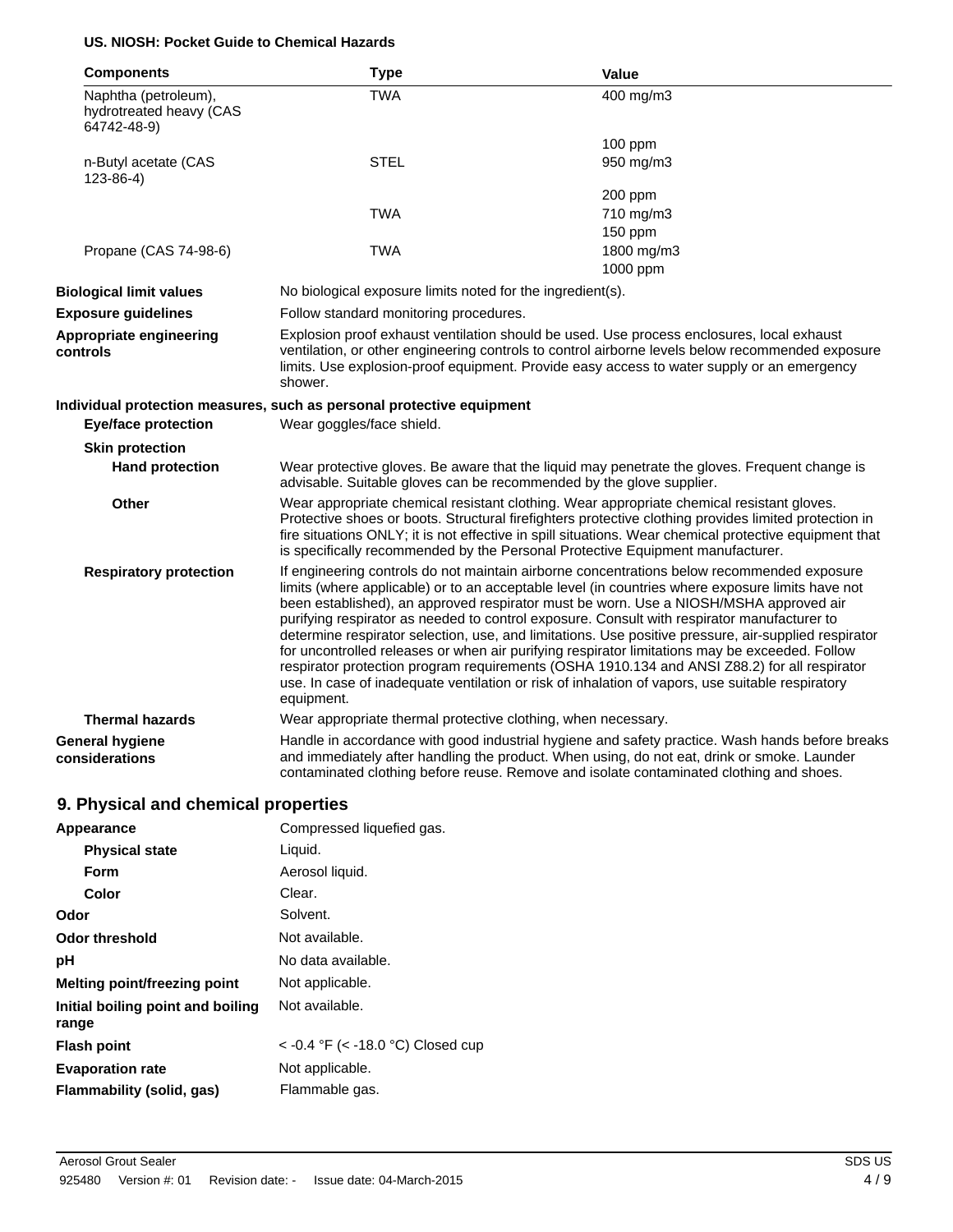**US. NIOSH: Pocket Guide to Chemical Hazards**

| Components | Type | Value |
|---|---|---|
| Naphtha (petroleum), hydrotreated heavy (CAS 64742-48-9) | TWA | 400 mg/m3 |
| | | 100 ppm |
| n-Butyl acetate (CAS 123-86-4) | STEL | 950 mg/m3 |
| | | 200 ppm |
| | TWA | 710 mg/m3 |
| | | 150 ppm |
| Propane (CAS 74-98-6) | TWA | 1800 mg/m3 |
| | | 1000 ppm |

**Biological limit values** No biological exposure limits noted for the ingredient(s).

**Exposure guidelines** Follow standard monitoring procedures.

**Appropriate engineering controls** Explosion proof exhaust ventilation should be used. Use process enclosures, local exhaust ventilation, or other engineering controls to control airborne levels below recommended exposure limits. Use explosion-proof equipment. Provide easy access to water supply or an emergency shower.

**Individual protection measures, such as personal protective equipment**

**Eye/face protection** Wear goggles/face shield.

**Skin protection**

**Hand protection** Wear protective gloves. Be aware that the liquid may penetrate the gloves. Frequent change is advisable. Suitable gloves can be recommended by the glove supplier.

**Other** Wear appropriate chemical resistant clothing. Wear appropriate chemical resistant gloves. Protective shoes or boots. Structural firefighters protective clothing provides limited protection in fire situations ONLY; it is not effective in spill situations. Wear chemical protective equipment that is specifically recommended by the Personal Protective Equipment manufacturer.

**Respiratory protection** If engineering controls do not maintain airborne concentrations below recommended exposure limits (where applicable) or to an acceptable level (in countries where exposure limits have not been established), an approved respirator must be worn. Use a NIOSH/MSHA approved air purifying respirator as needed to control exposure. Consult with respirator manufacturer to determine respirator selection, use, and limitations. Use positive pressure, air-supplied respirator for uncontrolled releases or when air purifying respirator limitations may be exceeded. Follow respirator protection program requirements (OSHA 1910.134 and ANSI Z88.2) for all respirator use. In case of inadequate ventilation or risk of inhalation of vapors, use suitable respiratory equipment.

**Thermal hazards** Wear appropriate thermal protective clothing, when necessary.

**General hygiene considerations** Handle in accordance with good industrial hygiene and safety practice. Wash hands before breaks and immediately after handling the product. When using, do not eat, drink or smoke. Launder contaminated clothing before reuse. Remove and isolate contaminated clothing and shoes.

## 9. Physical and chemical properties

**Appearance** Compressed liquefied gas.

**Physical state** Liquid.

**Form** Aerosol liquid.

**Color** Clear.

**Odor** Solvent.

**Odor threshold** Not available.

**pH** No data available.

**Melting point/freezing point** Not applicable.

**Initial boiling point and boiling range** Not available.

**Flash point** < -0.4 °F (< -18.0 °C) Closed cup

**Evaporation rate** Not applicable.

**Flammability (solid, gas)** Flammable gas.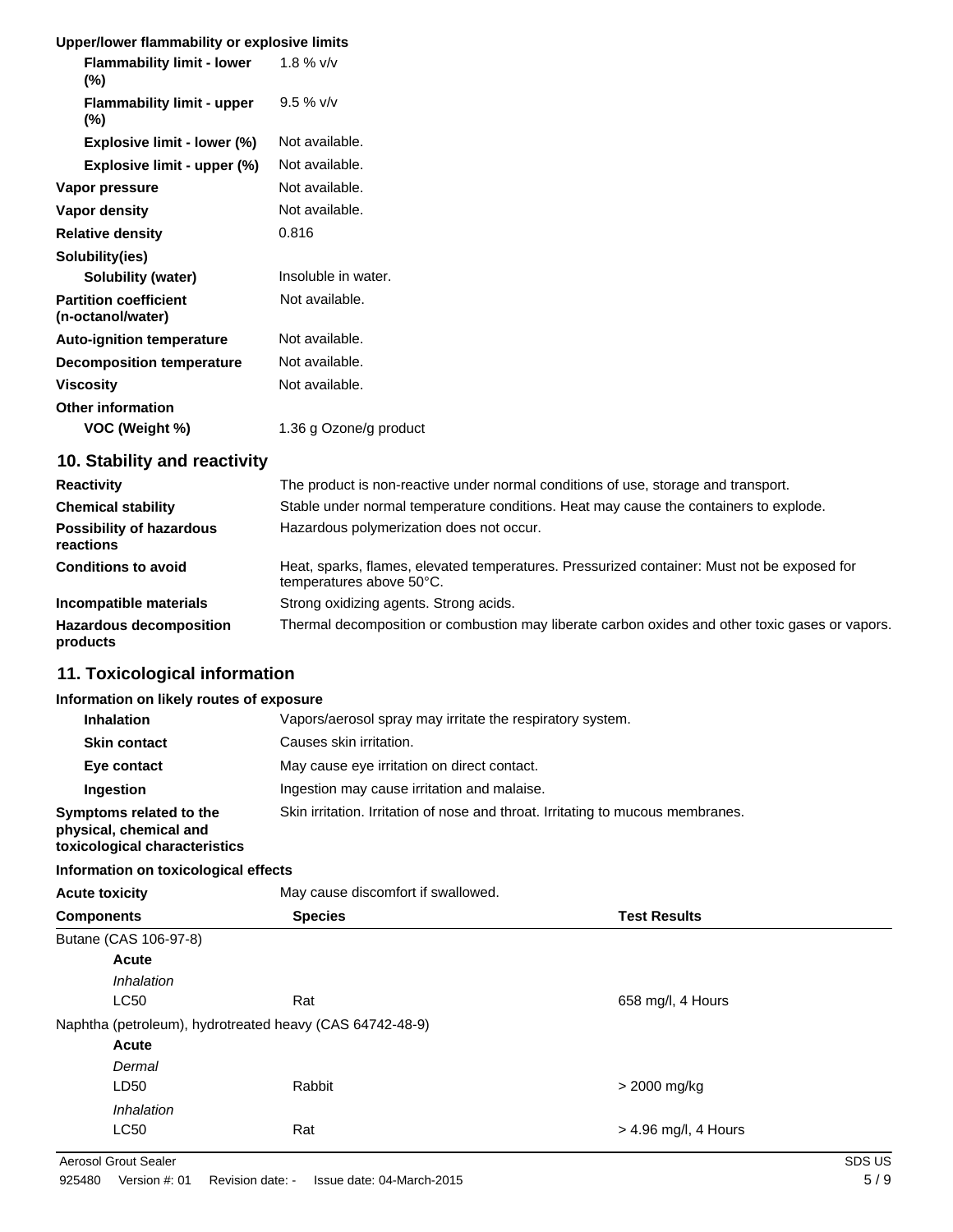**Upper/lower flammability or explosive limits**

| | |
|---|---|
| **Flammability limit - lower (%)** | 1.8 % v/v |
| **Flammability limit - upper (%)** | 9.5 % v/v |
| **Explosive limit - lower (%)** | Not available. |
| **Explosive limit - upper (%)** | Not available. |
| **Vapor pressure** | Not available. |
| **Vapor density** | Not available. |
| **Relative density** | 0.816 |
| **Solubility(ies)** | |
| **Solubility (water)** | Insoluble in water. |
| **Partition coefficient (n-octanol/water)** | Not available. |
| **Auto-ignition temperature** | Not available. |
| **Decomposition temperature** | Not available. |
| **Viscosity** | Not available. |
| **Other information** | |
| **VOC (Weight %)** | 1.36 g Ozone/g product |

## 10. Stability and reactivity

| | |
|---|---|
| **Reactivity** | The product is non-reactive under normal conditions of use, storage and transport. |
| **Chemical stability** | Stable under normal temperature conditions. Heat may cause the containers to explode. |
| **Possibility of hazardous reactions** | Hazardous polymerization does not occur. |
| **Conditions to avoid** | Heat, sparks, flames, elevated temperatures. Pressurized container: Must not be exposed for temperatures above 50°C. |
| **Incompatible materials** | Strong oxidizing agents. Strong acids. |
| **Hazardous decomposition products** | Thermal decomposition or combustion may liberate carbon oxides and other toxic gases or vapors. |

## 11. Toxicological information

**Information on likely routes of exposure**

| | |
|---|---|
| **Inhalation** | Vapors/aerosol spray may irritate the respiratory system. |
| **Skin contact** | Causes skin irritation. |
| **Eye contact** | May cause eye irritation on direct contact. |
| **Ingestion** | Ingestion may cause irritation and malaise. |
| **Symptoms related to the physical, chemical and toxicological characteristics** | Skin irritation. Irritation of nose and throat. Irritating to mucous membranes. |

**Information on toxicological effects**

**Acute toxicity** May cause discomfort if swallowed.

| Components | Species | Test Results |
|---|---|---|
| Butane (CAS 106-97-8) | | |
| **Acute** | | |
| *Inhalation* | | |
| LC50 | Rat | 658 mg/l, 4 Hours |
| Naphtha (petroleum), hydrotreated heavy (CAS 64742-48-9) | | |
| **Acute** | | |
| *Dermal* | | |
| LD50 | Rabbit | > 2000 mg/kg |
| *Inhalation* | | |
| LC50 | Rat | > 4.96 mg/l, 4 Hours |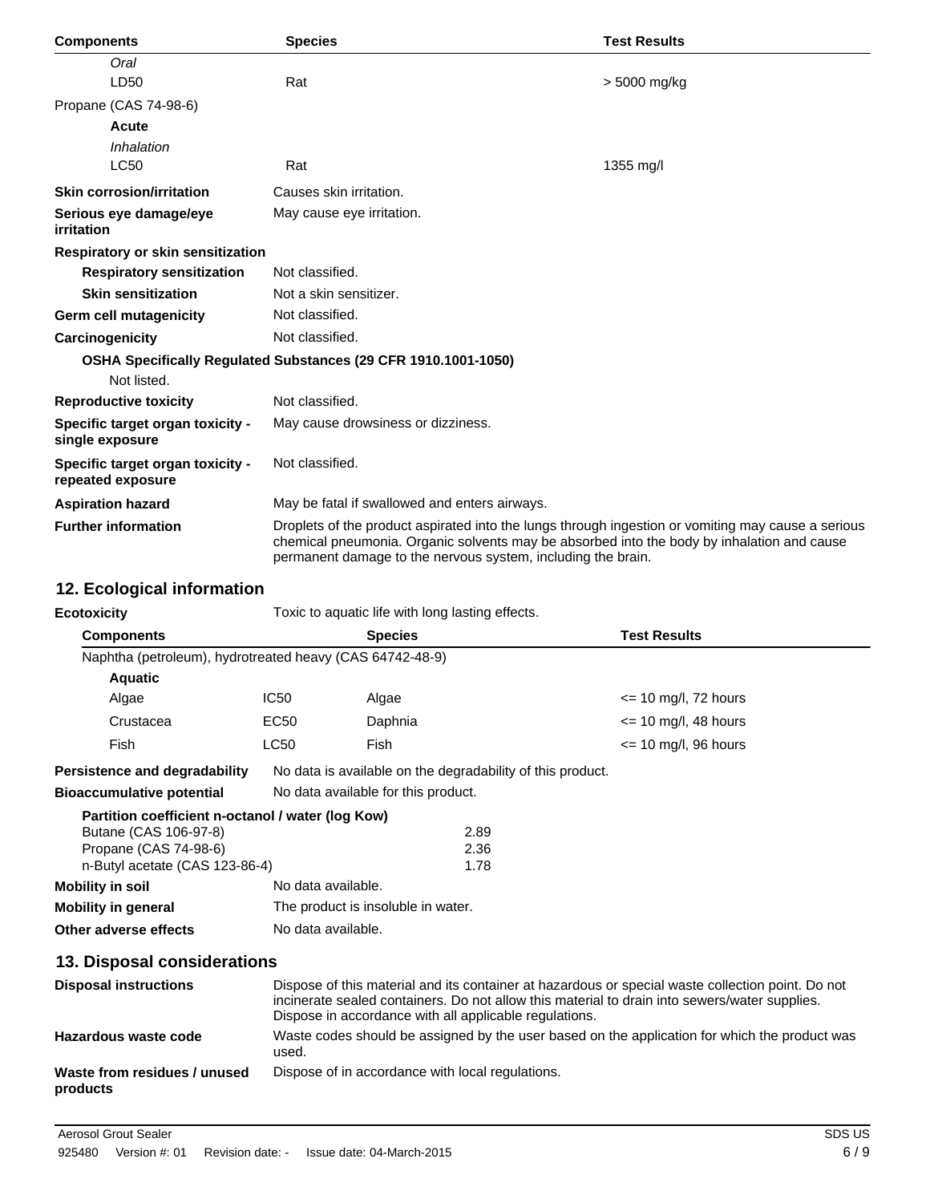| Components | Species | Test Results |
|---|---|---|
| *Oral* | | |
| LD50 | Rat | > 5000 mg/kg |
| Propane (CAS 74-98-6) | | |
| **Acute** | | |
| *Inhalation* | | |
| LC50 | Rat | 1355 mg/l |

**Skin corrosion/irritation** Causes skin irritation.

**Serious eye damage/eye irritation** May cause eye irritation.

**Respiratory or skin sensitization**

**Respiratory sensitization** Not classified.

**Skin sensitization** Not a skin sensitizer.

**Germ cell mutagenicity** Not classified.

**Carcinogenicity** Not classified.

**OSHA Specifically Regulated Substances (29 CFR 1910.1001-1050)**

Not listed.

**Reproductive toxicity** Not classified.

**Specific target organ toxicity - single exposure** May cause drowsiness or dizziness.

**Specific target organ toxicity - repeated exposure** Not classified.

**Aspiration hazard** May be fatal if swallowed and enters airways.

**Further information** Droplets of the product aspirated into the lungs through ingestion or vomiting may cause a serious chemical pneumonia. Organic solvents may be absorbed into the body by inhalation and cause permanent damage to the nervous system, including the brain.

## 12. Ecological information

**Ecotoxicity** Toxic to aquatic life with long lasting effects.

| Components | | Species | Test Results |
|---|---|---|---|
| Naphtha (petroleum), hydrotreated heavy (CAS 64742-48-9) | | | |
| **Aquatic** | | | |
| Algae | IC50 | Algae | <= 10 mg/l, 72 hours |
| Crustacea | EC50 | Daphnia | <= 10 mg/l, 48 hours |
| Fish | LC50 | Fish | <= 10 mg/l, 96 hours |

**Persistence and degradability** No data is available on the degradability of this product.

**Bioaccumulative potential** No data available for this product.

**Partition coefficient n-octanol / water (log Kow)**

| Component | log Kow |
|---|---|
| Butane (CAS 106-97-8) | 2.89 |
| Propane (CAS 74-98-6) | 2.36 |
| n-Butyl acetate (CAS 123-86-4) | 1.78 |

**Mobility in soil** No data available.

**Mobility in general** The product is insoluble in water.

**Other adverse effects** No data available.

## 13. Disposal considerations

**Disposal instructions** Dispose of this material and its container at hazardous or special waste collection point. Do not incinerate sealed containers. Do not allow this material to drain into sewers/water supplies. Dispose in accordance with all applicable regulations.

**Hazardous waste code** Waste codes should be assigned by the user based on the application for which the product was used.

**Waste from residues / unused products** Dispose of in accordance with local regulations.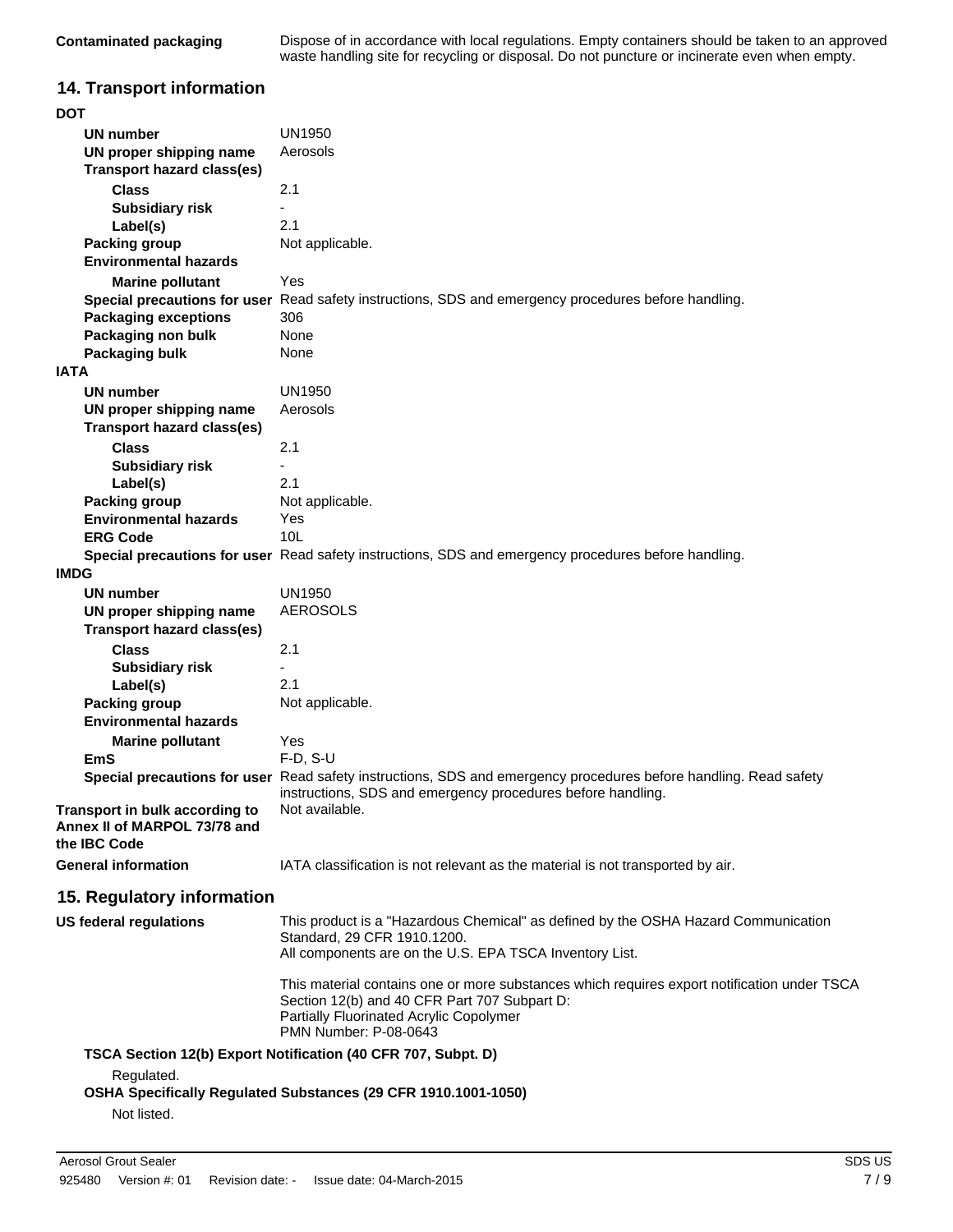| | |
|---|---|
| **Contaminated packaging** | Dispose of in accordance with local regulations. Empty containers should be taken to an approved waste handling site for recycling or disposal. Do not puncture or incinerate even when empty. |

## 14. Transport information

**DOT**

| | |
|---|---|
| **UN number** | UN1950 |
| **UN proper shipping name** | Aerosols |
| **Transport hazard class(es)** | |
| **Class** | 2.1 |
| **Subsidiary risk** | - |
| **Label(s)** | 2.1 |
| **Packing group** | Not applicable. |
| **Environmental hazards** | |
| **Marine pollutant** | Yes |
| **Special precautions for user** | Read safety instructions, SDS and emergency procedures before handling. |
| **Packaging exceptions** | 306 |
| **Packaging non bulk** | None |
| **Packaging bulk** | None |

**IATA**

| | |
|---|---|
| **UN number** | UN1950 |
| **UN proper shipping name** | Aerosols |
| **Transport hazard class(es)** | |
| **Class** | 2.1 |
| **Subsidiary risk** | - |
| **Label(s)** | 2.1 |
| **Packing group** | Not applicable. |
| **Environmental hazards** | Yes |
| **ERG Code** | 10L |
| **Special precautions for user** | Read safety instructions, SDS and emergency procedures before handling. |

**IMDG**

| | |
|---|---|
| **UN number** | UN1950 |
| **UN proper shipping name** | AEROSOLS |
| **Transport hazard class(es)** | |
| **Class** | 2.1 |
| **Subsidiary risk** | - |
| **Label(s)** | 2.1 |
| **Packing group** | Not applicable. |
| **Environmental hazards** | |
| **Marine pollutant** | Yes |
| **EmS** | F-D, S-U |
| **Special precautions for user** | Read safety instructions, SDS and emergency procedures before handling. Read safety instructions, SDS and emergency procedures before handling. |

| | |
|---|---|
| **Transport in bulk according to Annex II of MARPOL 73/78 and the IBC Code** | Not available. |
| **General information** | IATA classification is not relevant as the material is not transported by air. |

## 15. Regulatory information

**US federal regulations**

This product is a "Hazardous Chemical" as defined by the OSHA Hazard Communication Standard, 29 CFR 1910.1200.
All components are on the U.S. EPA TSCA Inventory List.

This material contains one or more substances which requires export notification under TSCA Section 12(b) and 40 CFR Part 707 Subpart D:
Partially Fluorinated Acrylic Copolymer
PMN Number: P-08-0643

**TSCA Section 12(b) Export Notification (40 CFR 707, Subpt. D)**

Regulated.

**OSHA Specifically Regulated Substances (29 CFR 1910.1001-1050)**

Not listed.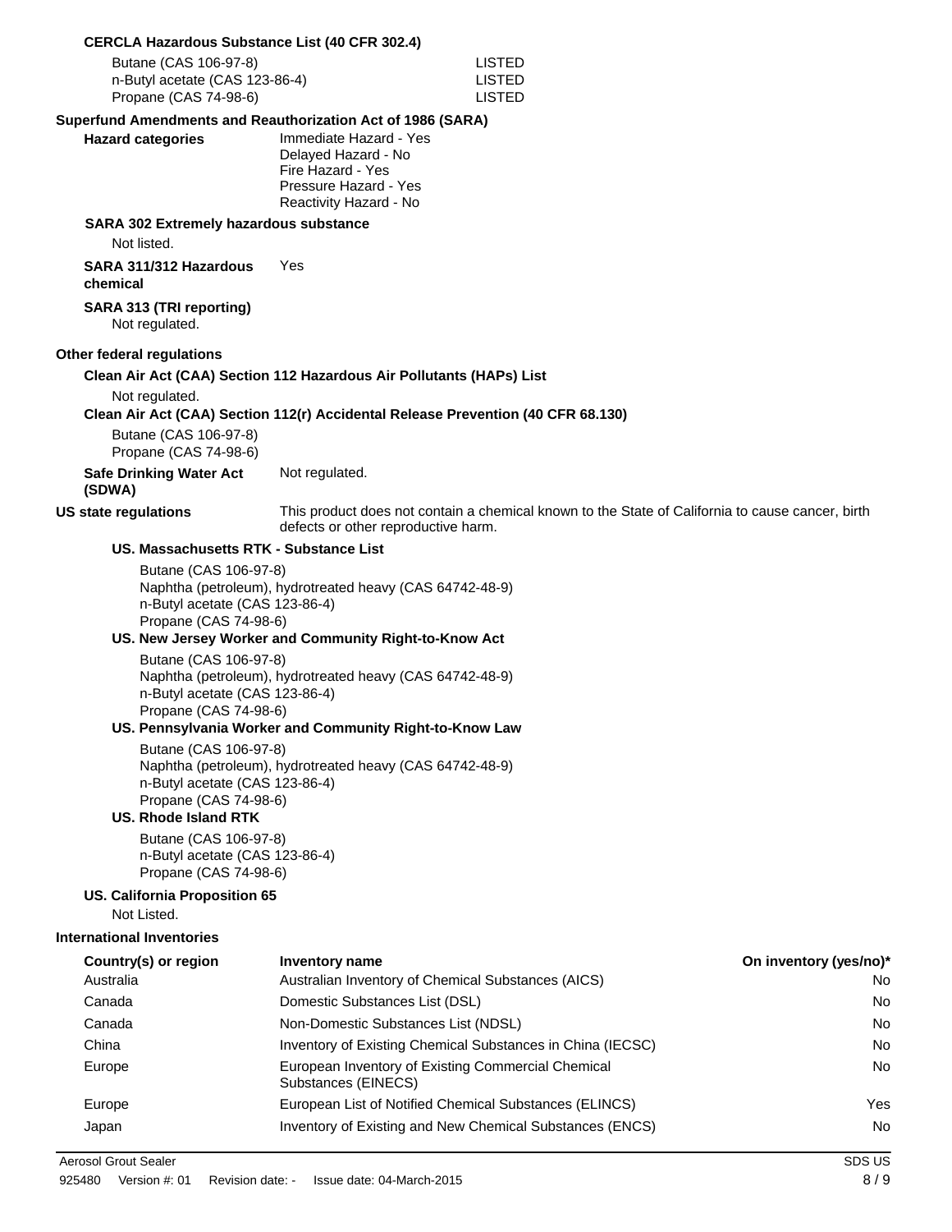**CERCLA Hazardous Substance List (40 CFR 302.4)**

| | |
|---|---|
| Butane (CAS 106-97-8) | LISTED |
| n-Butyl acetate (CAS 123-86-4) | LISTED |
| Propane (CAS 74-98-6) | LISTED |

**Superfund Amendments and Reauthorization Act of 1986 (SARA)**

**Hazard categories**
Immediate Hazard - Yes
Delayed Hazard - No
Fire Hazard - Yes
Pressure Hazard - Yes
Reactivity Hazard - No

**SARA 302 Extremely hazardous substance**

Not listed.

**SARA 311/312 Hazardous chemical** Yes

**SARA 313 (TRI reporting)**

Not regulated.

**Other federal regulations**

**Clean Air Act (CAA) Section 112 Hazardous Air Pollutants (HAPs) List**

Not regulated.

**Clean Air Act (CAA) Section 112(r) Accidental Release Prevention (40 CFR 68.130)**

Butane (CAS 106-97-8)
Propane (CAS 74-98-6)

**Safe Drinking Water Act (SDWA)** Not regulated.

**US state regulations** This product does not contain a chemical known to the State of California to cause cancer, birth defects or other reproductive harm.

**US. Massachusetts RTK - Substance List**

Butane (CAS 106-97-8)
Naphtha (petroleum), hydrotreated heavy (CAS 64742-48-9)
n-Butyl acetate (CAS 123-86-4)
Propane (CAS 74-98-6)

**US. New Jersey Worker and Community Right-to-Know Act**

Butane (CAS 106-97-8)
Naphtha (petroleum), hydrotreated heavy (CAS 64742-48-9)
n-Butyl acetate (CAS 123-86-4)
Propane (CAS 74-98-6)

**US. Pennsylvania Worker and Community Right-to-Know Law**

Butane (CAS 106-97-8)
Naphtha (petroleum), hydrotreated heavy (CAS 64742-48-9)
n-Butyl acetate (CAS 123-86-4)
Propane (CAS 74-98-6)

**US. Rhode Island RTK**

Butane (CAS 106-97-8)
n-Butyl acetate (CAS 123-86-4)
Propane (CAS 74-98-6)

**US. California Proposition 65**

Not Listed.

**International Inventories**

| Country(s) or region | Inventory name | On inventory (yes/no)* |
|---|---|---|
| Australia | Australian Inventory of Chemical Substances (AICS) | No |
| Canada | Domestic Substances List (DSL) | No |
| Canada | Non-Domestic Substances List (NDSL) | No |
| China | Inventory of Existing Chemical Substances in China (IECSC) | No |
| Europe | European Inventory of Existing Commercial Chemical Substances (EINECS) | No |
| Europe | European List of Notified Chemical Substances (ELINCS) | Yes |
| Japan | Inventory of Existing and New Chemical Substances (ENCS) | No |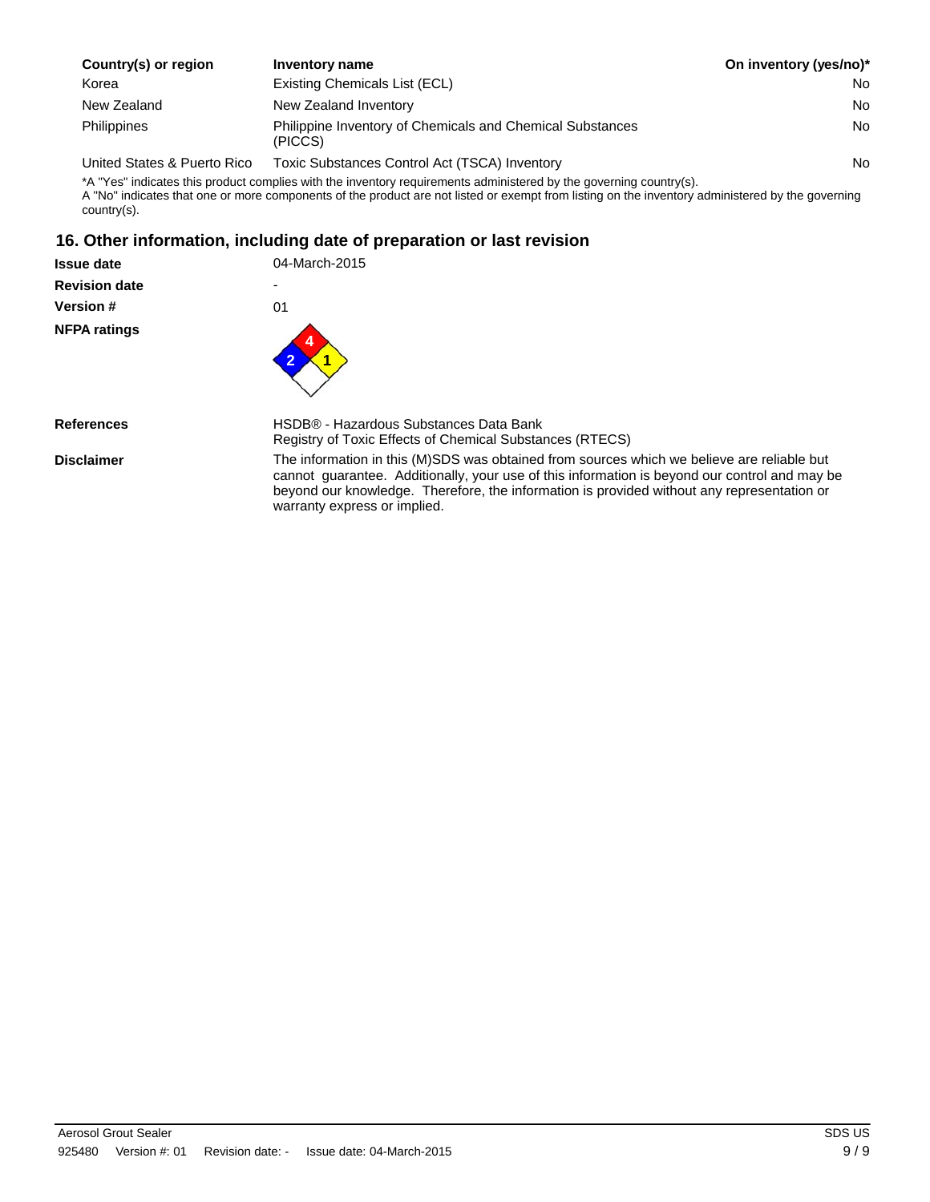| Country(s) or region | Inventory name | On inventory (yes/no)* |
|---|---|---|
| Korea | Existing Chemicals List (ECL) | No |
| New Zealand | New Zealand Inventory | No |
| Philippines | Philippine Inventory of Chemicals and Chemical Substances (PICCS) | No |
| United States & Puerto Rico | Toxic Substances Control Act (TSCA) Inventory | No |

*A "Yes" indicates this product complies with the inventory requirements administered by the governing country(s).
A "No" indicates that one or more components of the product are not listed or exempt from listing on the inventory administered by the governing country(s).

## 16. Other information, including date of preparation or last revision

**Issue date** 04-March-2015

**Revision date** -

**Version #** 01

**NFPA ratings**

4

2 1

**References** HSDB® - Hazardous Substances Data Bank
Registry of Toxic Effects of Chemical Substances (RTECS)

**Disclaimer** The information in this (M)SDS was obtained from sources which we believe are reliable but cannot guarantee. Additionally, your use of this information is beyond our control and may be beyond our knowledge. Therefore, the information is provided without any representation or warranty express or implied.